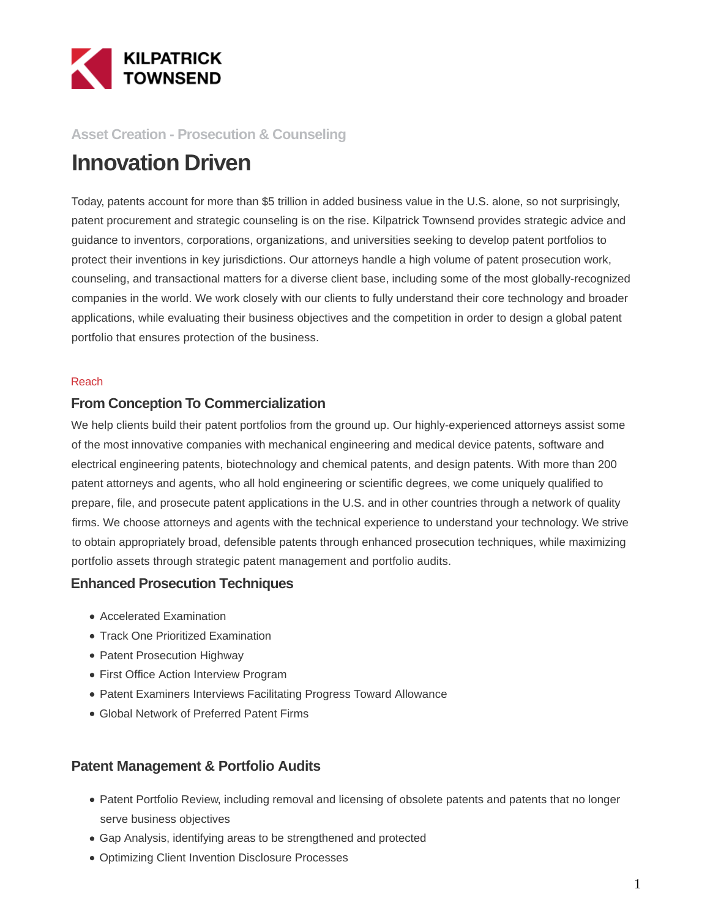KILPATRICK TOWNSEND

Asset Creation - Prosecution & Counseling

# Innovation Driven

Today, patents account for more than $5 trillion in added business value in the U.S. alone, so not surprisingly, patent procurement and strategic counseling is on the rise. Kilpatrick Townsend provides strategic advice and guidance to inventors, corporations, organizations, and universities seeking to develop patent portfolios to protect their inventions in key jurisdictions. Our attorneys handle a high volume of patent prosecution work, counseling, and transactional matters for a diverse client base, including some of the most globally-recognized companies in the world. We work closely with our clients to fully understand their core technology and broader applications, while evaluating their business objectives and the competition in order to design a global patent portfolio that ensures protection of the business.

Reach

## From Conception To Commercialization

We help clients build their patent portfolios from the ground up. Our highly-experienced attorneys assist some of the most innovative companies with mechanical engineering and medical device patents, software and electrical engineering patents, biotechnology and chemical patents, and design patents. With more than 200 patent attorneys and agents, who all hold engineering or scientific degrees, we come uniquely qualified to prepare, file, and prosecute patent applications in the U.S. and in other countries through a network of quality firms. We choose attorneys and agents with the technical experience to understand your technology. We strive to obtain appropriately broad, defensible patents through enhanced prosecution techniques, while maximizing portfolio assets through strategic patent management and portfolio audits.

## Enhanced Prosecution Techniques

- Accelerated Examination
- Track One Prioritized Examination
- Patent Prosecution Highway
- First Office Action Interview Program
- Patent Examiners Interviews Facilitating Progress Toward Allowance
- Global Network of Preferred Patent Firms

## Patent Management & Portfolio Audits

- Patent Portfolio Review, including removal and licensing of obsolete patents and patents that no longer serve business objectives
- Gap Analysis, identifying areas to be strengthened and protected
- Optimizing Client Invention Disclosure Processes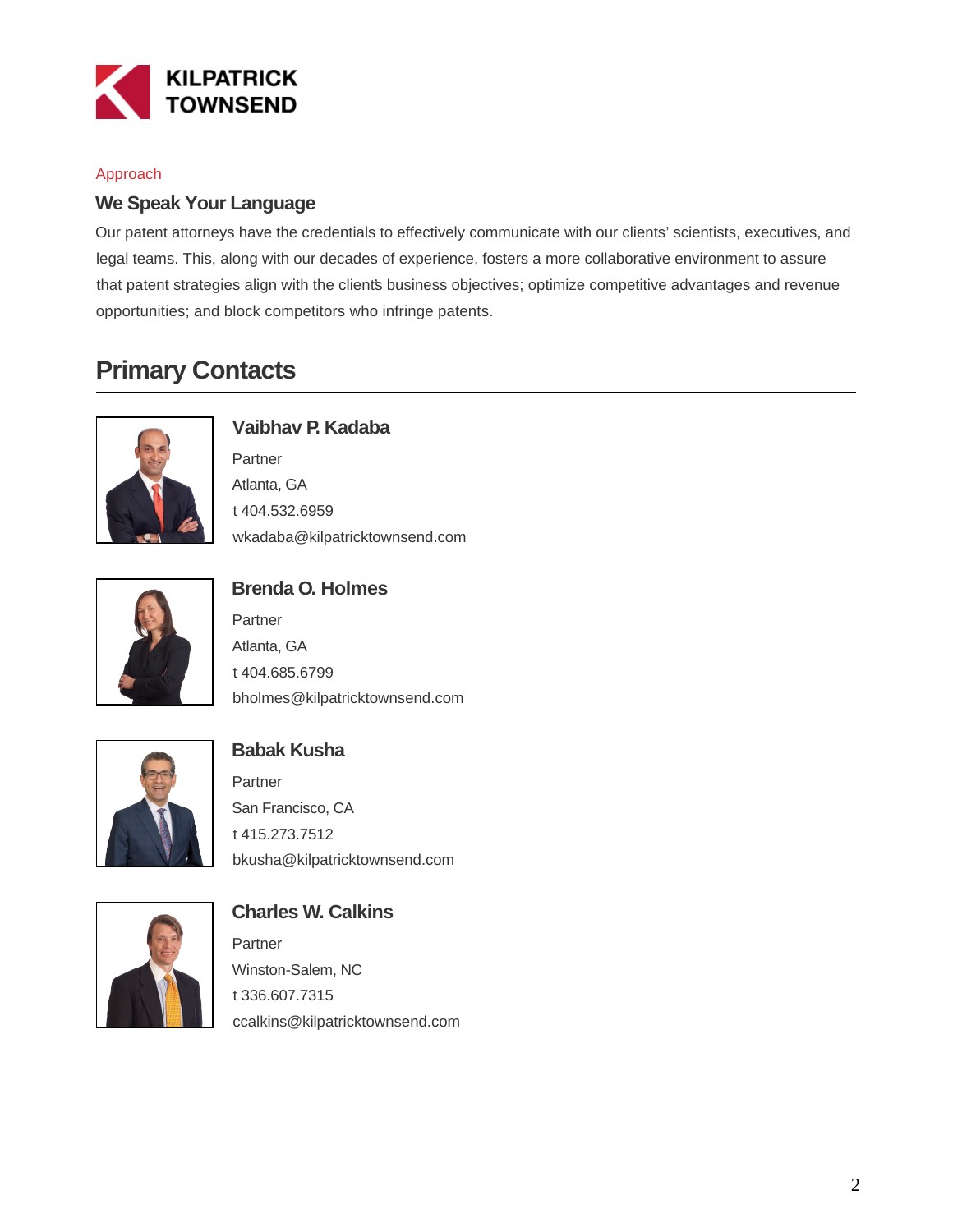Approach

### We Speak Your Language

Our patent attorneys have the credentials to effectively communicate with our clients' scientists, executives, and legal teams. This, along with our decades of experience, fosters a more collaborative environment to assure that patent strategies align with the client's business objectives; optimize competitive advantages and revenue opportunities; and block competitors who infringe patents.

## Primary Contacts

### Vaibhav P. Kadaba

Partner

Atlanta, GA

t 404.532.6959

wkadaba@kilpatricktownsend.com

### Brenda O. Holmes

Partner

Atlanta, GA

t 404.685.6799

bholmes@kilpatricktownsend.com

### Babak Kusha

Partner

San Francisco, CA

t 415.273.7512

bkusha@kilpatricktownsend.com

### Charles W. Calkins

Partner

Winston-Salem, NC

t 336.607.7315

ccalkins@kilpatricktownsend.com